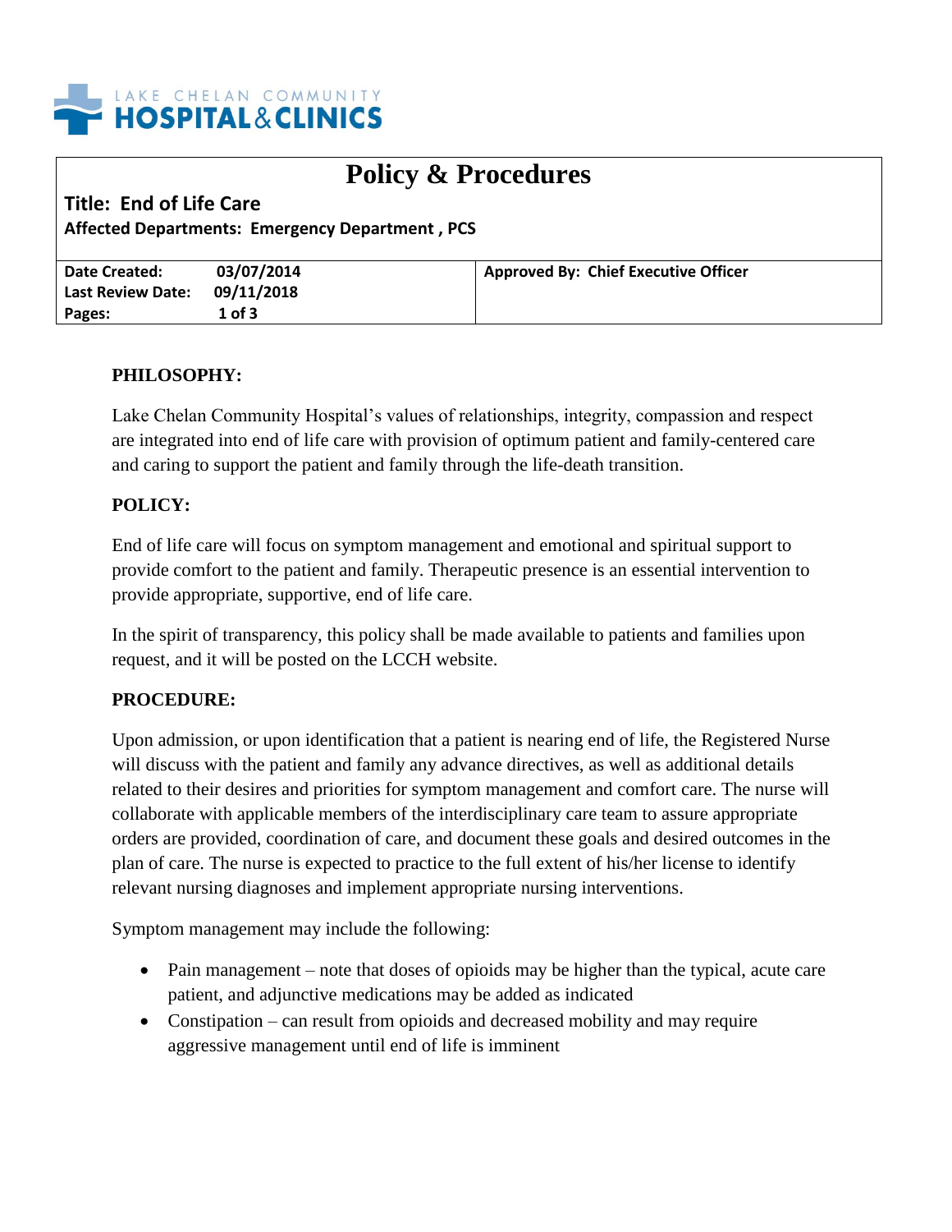LAKE CHELAN COMMUNITY
**HOSPITAL & CLINICS**

# Policy & Procedures

**Title: End of Life Care**

**Affected Departments: Emergency Department , PCS**

| **Date Created:** 03/07/2014 | **Approved By: Chief Executive Officer** |
|---|---|
| **Last Review Date:** 09/11/2018 | |
| **Pages:** 1 of 3 | |

**PHILOSOPHY:**

Lake Chelan Community Hospital's values of relationships, integrity, compassion and respect are integrated into end of life care with provision of optimum patient and family-centered care and caring to support the patient and family through the life-death transition.

**POLICY:**

End of life care will focus on symptom management and emotional and spiritual support to provide comfort to the patient and family. Therapeutic presence is an essential intervention to provide appropriate, supportive, end of life care.

In the spirit of transparency, this policy shall be made available to patients and families upon request, and it will be posted on the LCCH website.

**PROCEDURE:**

Upon admission, or upon identification that a patient is nearing end of life, the Registered Nurse will discuss with the patient and family any advance directives, as well as additional details related to their desires and priorities for symptom management and comfort care. The nurse will collaborate with applicable members of the interdisciplinary care team to assure appropriate orders are provided, coordination of care, and document these goals and desired outcomes in the plan of care. The nurse is expected to practice to the full extent of his/her license to identify relevant nursing diagnoses and implement appropriate nursing interventions.

Symptom management may include the following:

- Pain management – note that doses of opioids may be higher than the typical, acute care patient, and adjunctive medications may be added as indicated
- Constipation – can result from opioids and decreased mobility and may require aggressive management until end of life is imminent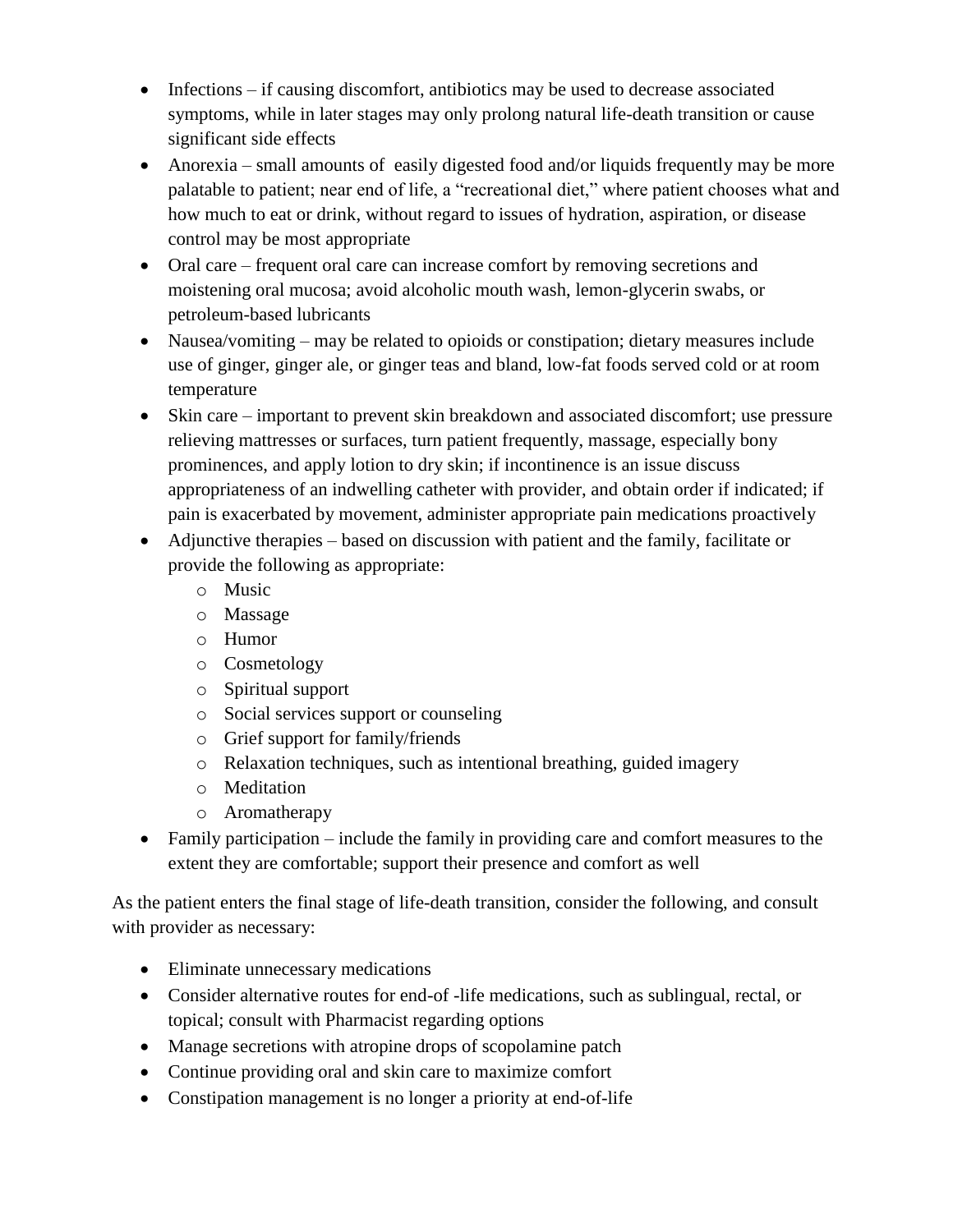- Infections – if causing discomfort, antibiotics may be used to decrease associated symptoms, while in later stages may only prolong natural life-death transition or cause significant side effects
- Anorexia – small amounts of  easily digested food and/or liquids frequently may be more palatable to patient; near end of life, a "recreational diet," where patient chooses what and how much to eat or drink, without regard to issues of hydration, aspiration, or disease control may be most appropriate
- Oral care – frequent oral care can increase comfort by removing secretions and moistening oral mucosa; avoid alcoholic mouth wash, lemon-glycerin swabs, or petroleum-based lubricants
- Nausea/vomiting – may be related to opioids or constipation; dietary measures include use of ginger, ginger ale, or ginger teas and bland, low-fat foods served cold or at room temperature
- Skin care – important to prevent skin breakdown and associated discomfort; use pressure relieving mattresses or surfaces, turn patient frequently, massage, especially bony prominences, and apply lotion to dry skin; if incontinence is an issue discuss appropriateness of an indwelling catheter with provider, and obtain order if indicated; if pain is exacerbated by movement, administer appropriate pain medications proactively
- Adjunctive therapies – based on discussion with patient and the family, facilitate or provide the following as appropriate:
    - Music
    - Massage
    - Humor
    - Cosmetology
    - Spiritual support
    - Social services support or counseling
    - Grief support for family/friends
    - Relaxation techniques, such as intentional breathing, guided imagery
    - Meditation
    - Aromatherapy
- Family participation – include the family in providing care and comfort measures to the extent they are comfortable; support their presence and comfort as well

As the patient enters the final stage of life-death transition, consider the following, and consult with provider as necessary:

- Eliminate unnecessary medications
- Consider alternative routes for end-of -life medications, such as sublingual, rectal, or topical; consult with Pharmacist regarding options
- Manage secretions with atropine drops of scopolamine patch
- Continue providing oral and skin care to maximize comfort
- Constipation management is no longer a priority at end-of-life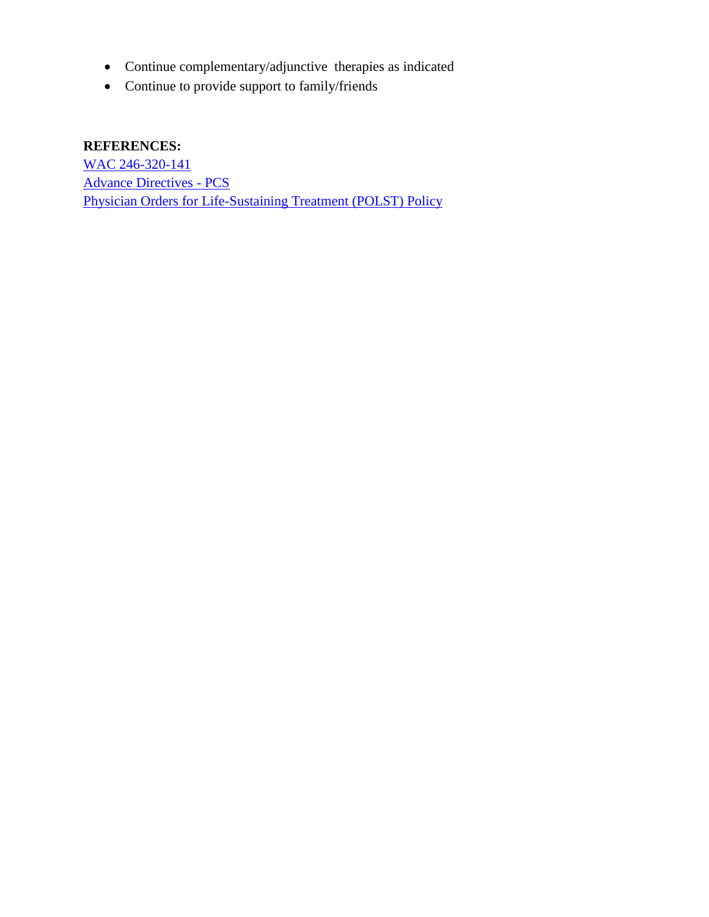- Continue complementary/adjunctive therapies as indicated
- Continue to provide support to family/friends

**REFERENCES:**

WAC 246-320-141
Advance Directives - PCS
Physician Orders for Life-Sustaining Treatment (POLST) Policy